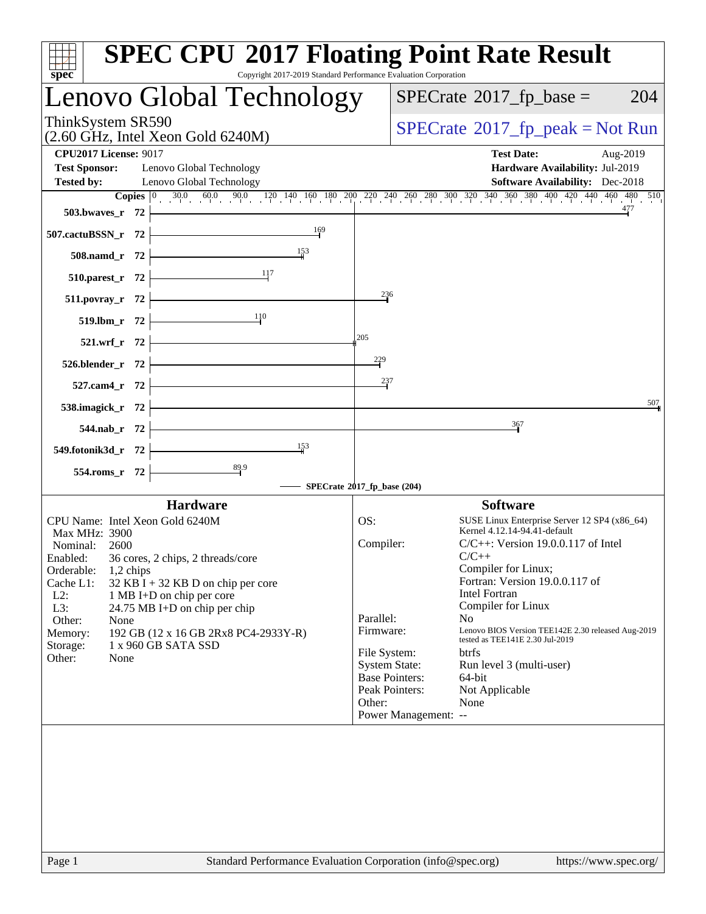# SPEC CPU 2017 Floating Point Rate Result

Copyright 2017-2019 Standard Performance Evaluation Corporation

## Lenovo Global Technology

ThinkSystem SR590
(2.60 GHz, Intel Xeon Gold 6240M)

SPECrate 2017_fp_base = 204

SPECrate 2017_fp_peak = Not Run

**CPU2017 License:** 9017
**Test Sponsor:** Lenovo Global Technology
**Tested by:** Lenovo Global Technology

**Test Date:** Aug-2019
**Hardware Availability:** Jul-2019
**Software Availability:** Dec-2018

| Benchmark | Copies | SPECrate 2017_fp_base |
|---|---|---|
| 503.bwaves_r | 72 | 477 |
| 507.cactuBSSN_r | 72 | 169 |
| 508.namd_r | 72 | 153 |
| 510.parest_r | 72 | 117 |
| 511.povray_r | 72 | 236 |
| 519.lbm_r | 72 | 110 |
| 521.wrf_r | 72 | 205 |
| 526.blender_r | 72 | 229 |
| 527.cam4_r | 72 | 237 |
| 538.imagick_r | 72 | 507 |
| 544.nab_r | 72 | 367 |
| 549.fotonik3d_r | 72 | 153 |
| 554.roms_r | 72 | 89.9 |

SPECrate 2017_fp_base (204)

### Hardware

| | |
|---|---|
| CPU Name: | Intel Xeon Gold 6240M |
| Max MHz: | 3900 |
| Nominal: | 2600 |
| Enabled: | 36 cores, 2 chips, 2 threads/core |
| Orderable: | 1,2 chips |
| Cache L1: | 32 KB I + 32 KB D on chip per core |
| L2: | 1 MB I+D on chip per core |
| L3: | 24.75 MB I+D on chip per chip |
| Other: | None |
| Memory: | 192 GB (12 x 16 GB 2Rx8 PC4-2933Y-R) |
| Storage: | 1 x 960 GB SATA SSD |
| Other: | None |

### Software

| | |
|---|---|
| OS: | SUSE Linux Enterprise Server 12 SP4 (x86_64) Kernel 4.12.14-94.41-default |
| Compiler: | C/C++: Version 19.0.0.117 of Intel C/C++ Compiler for Linux; Fortran: Version 19.0.0.117 of Intel Fortran Compiler for Linux |
| Parallel: | No |
| Firmware: | Lenovo BIOS Version TEE142E 2.30 released Aug-2019 tested as TEE141E 2.30 Jul-2019 |
| File System: | btrfs |
| System State: | Run level 3 (multi-user) |
| Base Pointers: | 64-bit |
| Peak Pointers: | Not Applicable |
| Other: | None |
| Power Management: | -- |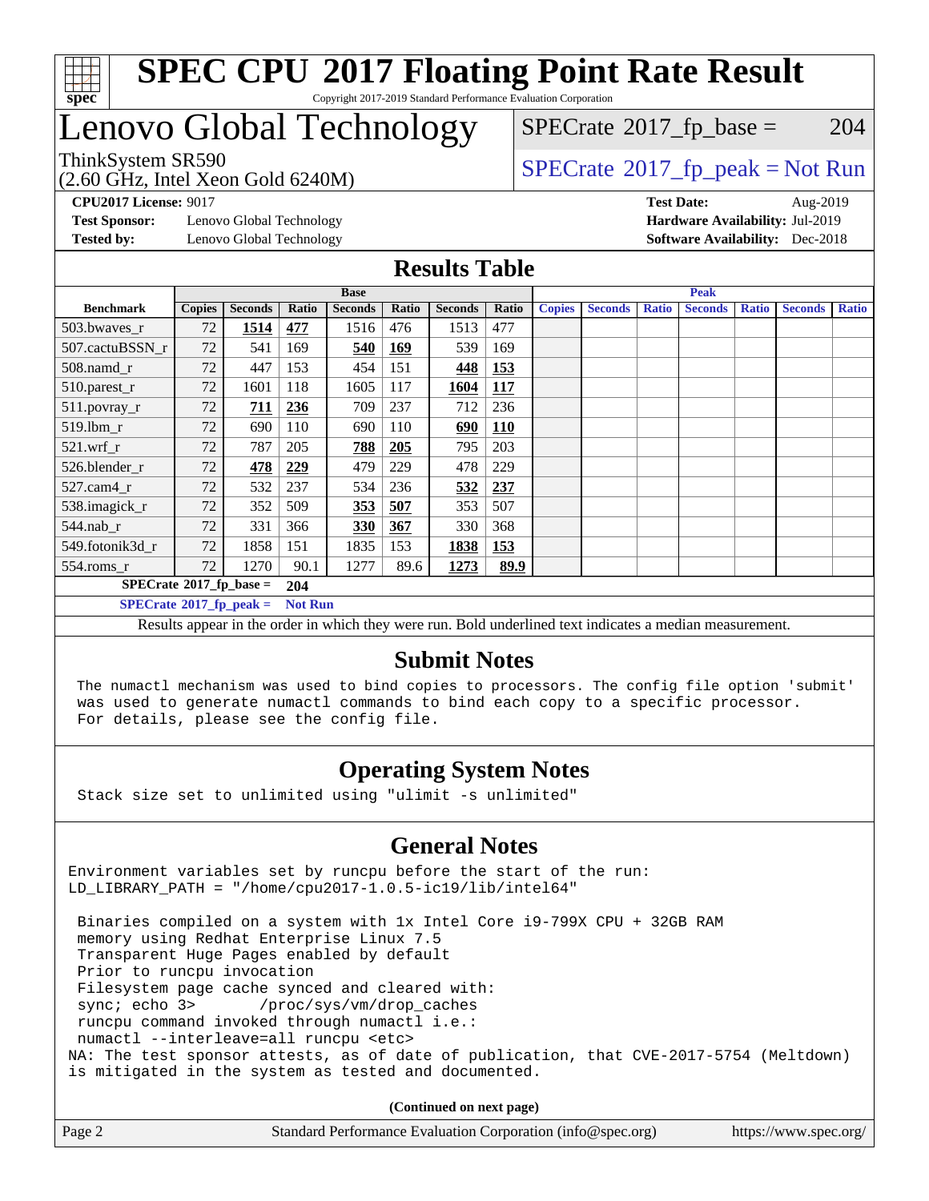# SPEC CPU 2017 Floating Point Rate Result

Copyright 2017-2019 Standard Performance Evaluation Corporation

# Lenovo Global Technology

ThinkSystem SR590
(2.60 GHz, Intel Xeon Gold 6240M)

SPECrate 2017_fp_base = 204

SPECrate 2017_fp_peak = Not Run

**CPU2017 License:** 9017
**Test Sponsor:** Lenovo Global Technology
**Tested by:** Lenovo Global Technology

**Test Date:** Aug-2019
**Hardware Availability:** Jul-2019
**Software Availability:** Dec-2018

## Results Table

| Benchmark | Base | | | | | | | Peak | | | | | | |
|---|---|---|---|---|---|---|---|---|---|---|---|---|---|---|
| | Copies | Seconds | Ratio | Seconds | Ratio | Seconds | Ratio | Copies | Seconds | Ratio | Seconds | Ratio | Seconds | Ratio |
| 503.bwaves_r | 72 | **1514** | **477** | 1516 | 476 | 1513 | 477 | | | | | | | |
| 507.cactuBSSN_r | 72 | 541 | 169 | **540** | **169** | 539 | 169 | | | | | | | |
| 508.namd_r | 72 | 447 | 153 | 454 | 151 | **448** | **153** | | | | | | | |
| 510.parest_r | 72 | 1601 | 118 | 1605 | 117 | **1604** | **117** | | | | | | | |
| 511.povray_r | 72 | **711** | **236** | 709 | 237 | 712 | 236 | | | | | | | |
| 519.lbm_r | 72 | 690 | 110 | 690 | 110 | **690** | **110** | | | | | | | |
| 521.wrf_r | 72 | 787 | 205 | **788** | **205** | 795 | 203 | | | | | | | |
| 526.blender_r | 72 | **478** | **229** | 479 | 229 | 478 | 229 | | | | | | | |
| 527.cam4_r | 72 | 532 | 237 | 534 | 236 | **532** | **237** | | | | | | | |
| 538.imagick_r | 72 | 352 | 509 | **353** | **507** | 353 | 507 | | | | | | | |
| 544.nab_r | 72 | 331 | 366 | **330** | **367** | 330 | 368 | | | | | | | |
| 549.fotonik3d_r | 72 | 1858 | 151 | 1835 | 153 | **1838** | **153** | | | | | | | |
| 554.roms_r | 72 | 1270 | 90.1 | 1277 | 89.6 | **1273** | **89.9** | | | | | | | |

**SPECrate 2017_fp_base = 204**

**SPECrate 2017_fp_peak = Not Run**

Results appear in the order in which they were run. Bold underlined text indicates a median measurement.

## Submit Notes

```
The numactl mechanism was used to bind copies to processors. The config file option 'submit'
was used to generate numactl commands to bind each copy to a specific processor.
For details, please see the config file.
```

## Operating System Notes

```
Stack size set to unlimited using "ulimit -s unlimited"
```

## General Notes

```
Environment variables set by runcpu before the start of the run:
LD_LIBRARY_PATH = "/home/cpu2017-1.0.5-ic19/lib/intel64"

 Binaries compiled on a system with 1x Intel Core i9-799X CPU + 32GB RAM
 memory using Redhat Enterprise Linux 7.5
 Transparent Huge Pages enabled by default
 Prior to runcpu invocation
 Filesystem page cache synced and cleared with:
 sync; echo 3>       /proc/sys/vm/drop_caches
 runcpu command invoked through numactl i.e.:
 numactl --interleave=all runcpu <etc>
NA: The test sponsor attests, as of date of publication, that CVE-2017-5754 (Meltdown)
is mitigated in the system as tested and documented.
```

**(Continued on next page)**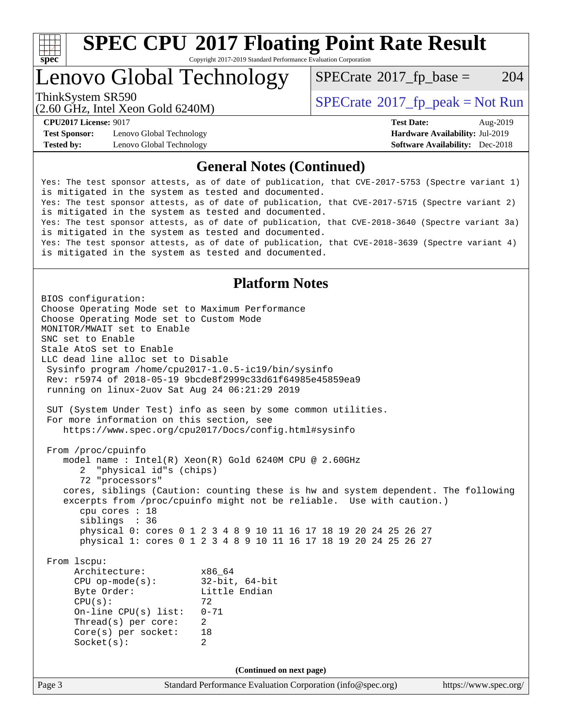# SPEC CPU 2017 Floating Point Rate Result

Copyright 2017-2019 Standard Performance Evaluation Corporation

## Lenovo Global Technology

ThinkSystem SR590
(2.60 GHz, Intel Xeon Gold 6240M)

SPECrate 2017_fp_base = 204

SPECrate 2017_fp_peak = Not Run

**CPU2017 License:** 9017
**Test Sponsor:** Lenovo Global Technology
**Tested by:** Lenovo Global Technology

**Test Date:** Aug-2019
**Hardware Availability:** Jul-2019
**Software Availability:** Dec-2018

## General Notes (Continued)

```
Yes: The test sponsor attests, as of date of publication, that CVE-2017-5753 (Spectre variant 1)
is mitigated in the system as tested and documented.
Yes: The test sponsor attests, as of date of publication, that CVE-2017-5715 (Spectre variant 2)
is mitigated in the system as tested and documented.
Yes: The test sponsor attests, as of date of publication, that CVE-2018-3640 (Spectre variant 3a)
is mitigated in the system as tested and documented.
Yes: The test sponsor attests, as of date of publication, that CVE-2018-3639 (Spectre variant 4)
is mitigated in the system as tested and documented.
```

## Platform Notes

```
BIOS configuration:
Choose Operating Mode set to Maximum Performance
Choose Operating Mode set to Custom Mode
MONITOR/MWAIT set to Enable
SNC set to Enable
Stale AtoS set to Enable
LLC dead line alloc set to Disable
 Sysinfo program /home/cpu2017-1.0.5-ic19/bin/sysinfo
 Rev: r5974 of 2018-05-19 9bcde8f2999c33d61f64985e45859ea9
 running on linux-2uov Sat Aug 24 06:21:29 2019

 SUT (System Under Test) info as seen by some common utilities.
 For more information on this section, see
    https://www.spec.org/cpu2017/Docs/config.html#sysinfo

 From /proc/cpuinfo
    model name : Intel(R) Xeon(R) Gold 6240M CPU @ 2.60GHz
       2  "physical id"s (chips)
       72 "processors"
    cores, siblings (Caution: counting these is hw and system dependent. The following
    excerpts from /proc/cpuinfo might not be reliable.  Use with caution.)
       cpu cores : 18
       siblings  : 36
       physical 0: cores 0 1 2 3 4 8 9 10 11 16 17 18 19 20 24 25 26 27
       physical 1: cores 0 1 2 3 4 8 9 10 11 16 17 18 19 20 24 25 26 27

 From lscpu:
      Architecture:          x86_64
      CPU op-mode(s):        32-bit, 64-bit
      Byte Order:            Little Endian
      CPU(s):                72
      On-line CPU(s) list:   0-71
      Thread(s) per core:    2
      Core(s) per socket:    18
      Socket(s):             2
```

**(Continued on next page)**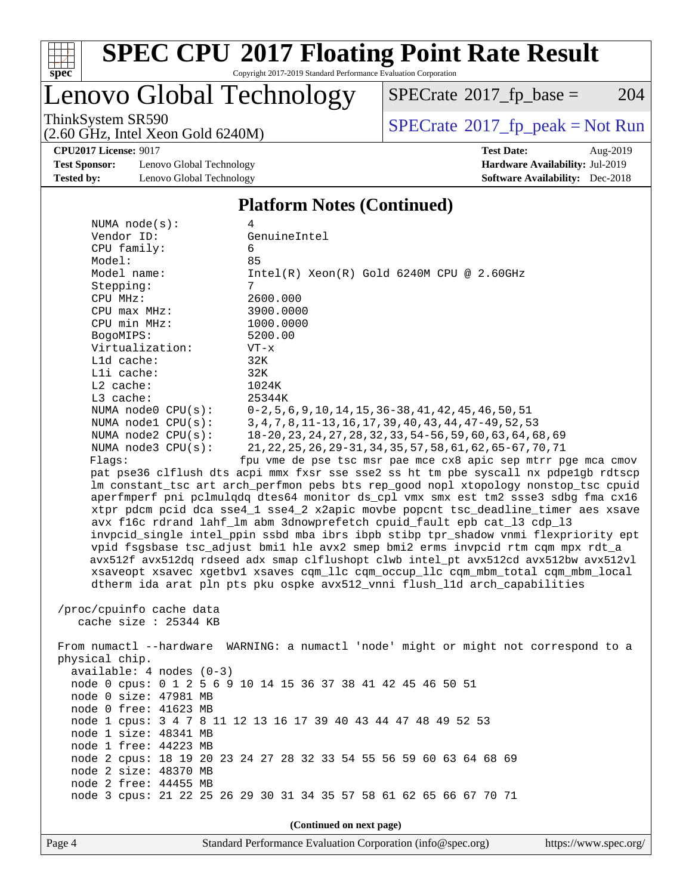# SPEC CPU 2017 Floating Point Rate Result

Copyright 2017-2019 Standard Performance Evaluation Corporation

## Lenovo Global Technology

ThinkSystem SR590
(2.60 GHz, Intel Xeon Gold 6240M)

SPECrate 2017_fp_base = 204

SPECrate 2017_fp_peak = Not Run

**CPU2017 License:** 9017
**Test Sponsor:** Lenovo Global Technology
**Tested by:** Lenovo Global Technology

**Test Date:** Aug-2019
**Hardware Availability:** Jul-2019
**Software Availability:** Dec-2018

### Platform Notes (Continued)

```
    NUMA node(s):          4
    Vendor ID:             GenuineIntel
    CPU family:            6
    Model:                 85
    Model name:            Intel(R) Xeon(R) Gold 6240M CPU @ 2.60GHz
    Stepping:              7
    CPU MHz:               2600.000
    CPU max MHz:           3900.0000
    CPU min MHz:           1000.0000
    BogoMIPS:              5200.00
    Virtualization:        VT-x
    L1d cache:             32K
    L1i cache:             32K
    L2 cache:              1024K
    L3 cache:              25344K
    NUMA node0 CPU(s):     0-2,5,6,9,10,14,15,36-38,41,42,45,46,50,51
    NUMA node1 CPU(s):     3,4,7,8,11-13,16,17,39,40,43,44,47-49,52,53
    NUMA node2 CPU(s):     18-20,23,24,27,28,32,33,54-56,59,60,63,64,68,69
    NUMA node3 CPU(s):     21,22,25,26,29-31,34,35,57,58,61,62,65-67,70,71
    Flags:                 fpu vme de pse tsc msr pae mce cx8 apic sep mtrr pge mca cmov
    pat pse36 clflush dts acpi mmx fxsr sse sse2 ss ht tm pbe syscall nx pdpe1gb rdtscp
    lm constant_tsc art arch_perfmon pebs bts rep_good nopl xtopology nonstop_tsc cpuid
    aperfmperf pni pclmulqdq dtes64 monitor ds_cpl vmx smx est tm2 ssse3 sdbg fma cx16
    xtpr pdcm pcid dca sse4_1 sse4_2 x2apic movbe popcnt tsc_deadline_timer aes xsave
    avx f16c rdrand lahf_lm abm 3dnowprefetch cpuid_fault epb cat_l3 cdp_l3
    invpcid_single intel_ppin ssbd mba ibrs ibpb stibp tpr_shadow vnmi flexpriority ept
    vpid fsgsbase tsc_adjust bmi1 hle avx2 smep bmi2 erms invpcid rtm cqm mpx rdt_a
    avx512f avx512dq rdseed adx smap clflushopt clwb intel_pt avx512cd avx512bw avx512vl
    xsaveopt xsavec xgetbv1 xsaves cqm_llc cqm_occup_llc cqm_mbm_total cqm_mbm_local
    dtherm ida arat pln pts pku ospke avx512_vnni flush_l1d arch_capabilities

 /proc/cpuinfo cache data
    cache size : 25344 KB

 From numactl --hardware  WARNING: a numactl 'node' might or might not correspond to a
 physical chip.
   available: 4 nodes (0-3)
   node 0 cpus: 0 1 2 5 6 9 10 14 15 36 37 38 41 42 45 46 50 51
   node 0 size: 47981 MB
   node 0 free: 41623 MB
   node 1 cpus: 3 4 7 8 11 12 13 16 17 39 40 43 44 47 48 49 52 53
   node 1 size: 48341 MB
   node 1 free: 44223 MB
   node 2 cpus: 18 19 20 23 24 27 28 32 33 54 55 56 59 60 63 64 68 69
   node 2 size: 48370 MB
   node 2 free: 44455 MB
   node 3 cpus: 21 22 25 26 29 30 31 34 35 57 58 61 62 65 66 67 70 71
```

(Continued on next page)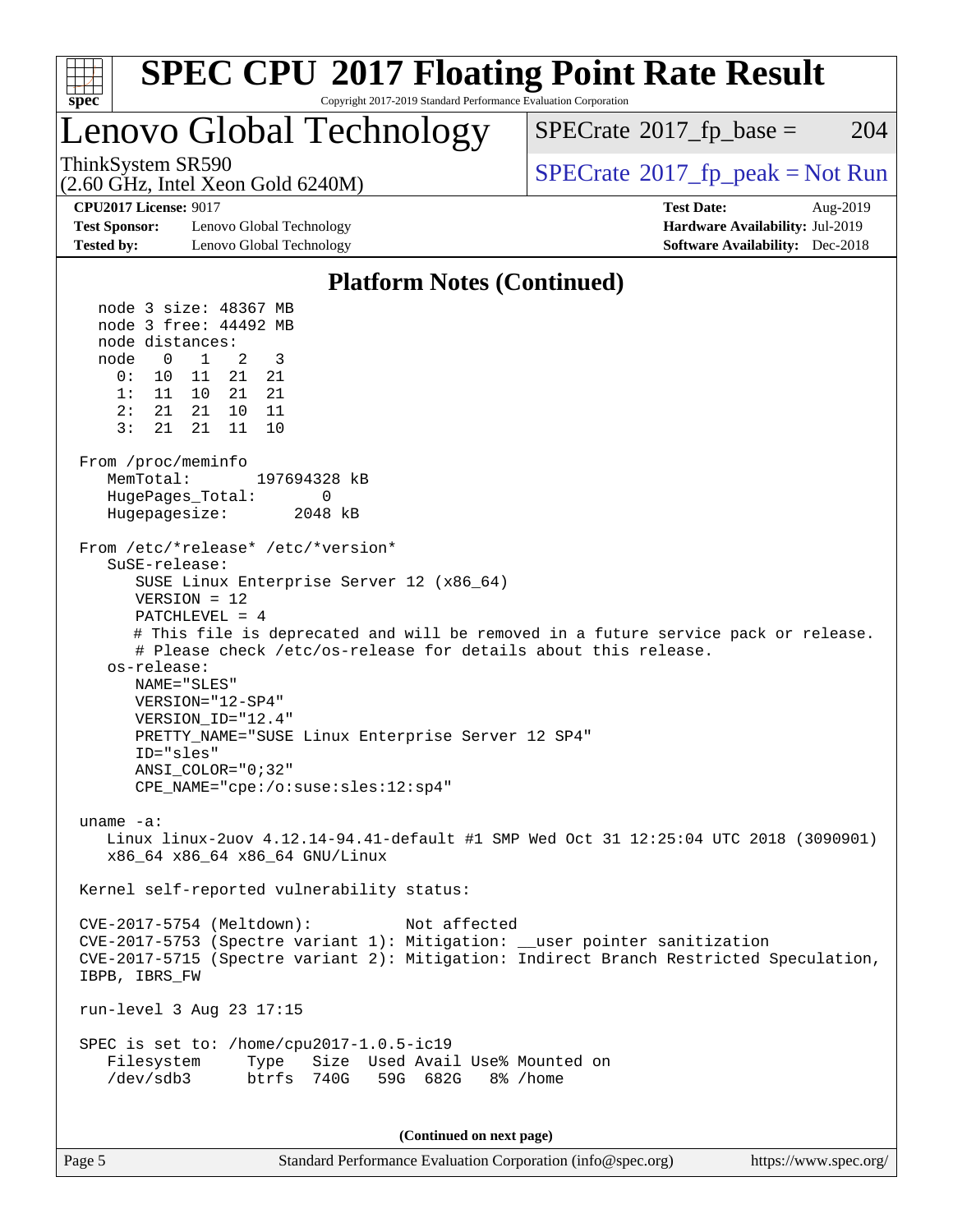# SPEC CPU 2017 Floating Point Rate Result

Copyright 2017-2019 Standard Performance Evaluation Corporation

## Lenovo Global Technology

ThinkSystem SR590
(2.60 GHz, Intel Xeon Gold 6240M)

SPECrate 2017_fp_base = 204

SPECrate 2017_fp_peak = Not Run

**CPU2017 License:** 9017
**Test Sponsor:** Lenovo Global Technology
**Tested by:** Lenovo Global Technology

**Test Date:** Aug-2019
**Hardware Availability:** Jul-2019
**Software Availability:** Dec-2018

### Platform Notes (Continued)

```
   node 3 size: 48367 MB
   node 3 free: 44492 MB
   node distances:
   node   0   1   2   3
     0:  10  11  21  21
     1:  11  10  21  21
     2:  21  21  10  11
     3:  21  21  11  10

 From /proc/meminfo
    MemTotal:       197694328 kB
    HugePages_Total:       0
    Hugepagesize:       2048 kB

 From /etc/*release* /etc/*version*
    SuSE-release:
       SUSE Linux Enterprise Server 12 (x86_64)
       VERSION = 12
       PATCHLEVEL = 4
       # This file is deprecated and will be removed in a future service pack or release.
       # Please check /etc/os-release for details about this release.
    os-release:
       NAME="SLES"
       VERSION="12-SP4"
       VERSION_ID="12.4"
       PRETTY_NAME="SUSE Linux Enterprise Server 12 SP4"
       ID="sles"
       ANSI_COLOR="0;32"
       CPE_NAME="cpe:/o:suse:sles:12:sp4"

 uname -a:
    Linux linux-2uov 4.12.14-94.41-default #1 SMP Wed Oct 31 12:25:04 UTC 2018 (3090901)
    x86_64 x86_64 x86_64 GNU/Linux

 Kernel self-reported vulnerability status:

 CVE-2017-5754 (Meltdown):          Not affected
 CVE-2017-5753 (Spectre variant 1): Mitigation: __user pointer sanitization
 CVE-2017-5715 (Spectre variant 2): Mitigation: Indirect Branch Restricted Speculation,
 IBPB, IBRS_FW

 run-level 3 Aug 23 17:15

 SPEC is set to: /home/cpu2017-1.0.5-ic19
    Filesystem     Type   Size  Used Avail Use% Mounted on
    /dev/sdb3      btrfs  740G   59G  682G   8% /home
```

(Continued on next page)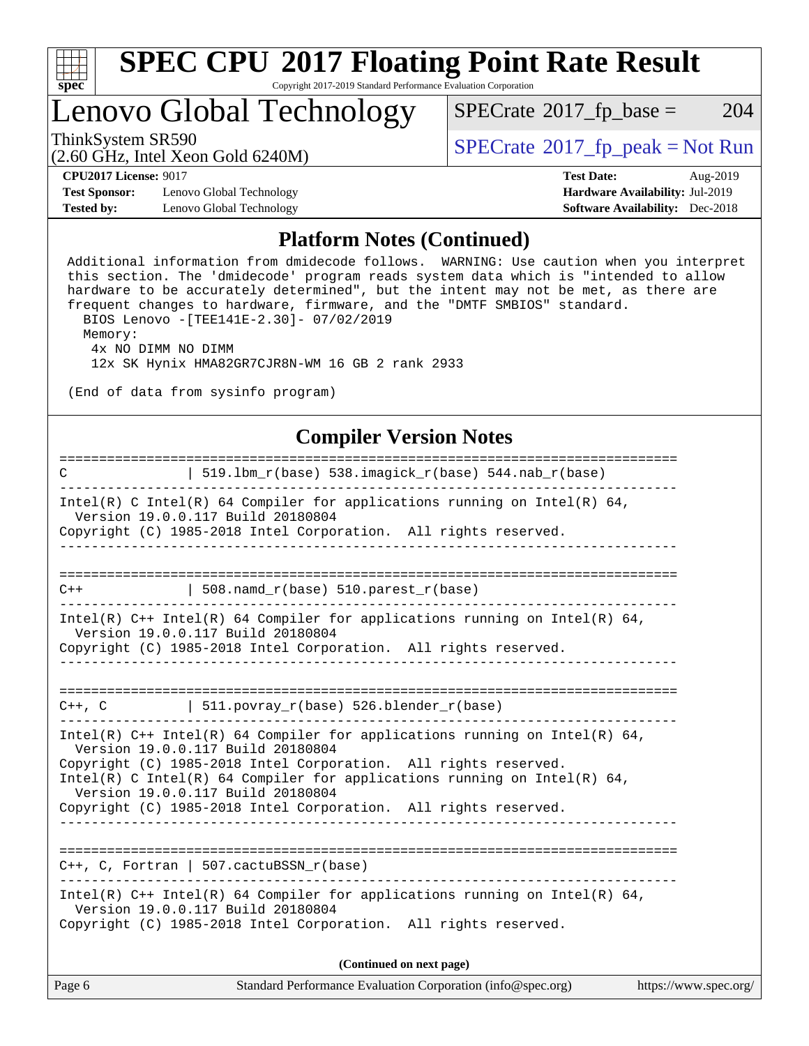# SPEC CPU 2017 Floating Point Rate Result

Copyright 2017-2019 Standard Performance Evaluation Corporation

## Lenovo Global Technology

ThinkSystem SR590
(2.60 GHz, Intel Xeon Gold 6240M)

SPECrate 2017_fp_base = 204

SPECrate 2017_fp_peak = Not Run

**CPU2017 License:** 9017
**Test Sponsor:** Lenovo Global Technology
**Tested by:** Lenovo Global Technology

**Test Date:** Aug-2019
**Hardware Availability:** Jul-2019
**Software Availability:** Dec-2018

## Platform Notes (Continued)

```
Additional information from dmidecode follows.  WARNING: Use caution when you interpret
this section. The 'dmidecode' program reads system data which is "intended to allow
hardware to be accurately determined", but the intent may not be met, as there are
frequent changes to hardware, firmware, and the "DMTF SMBIOS" standard.
  BIOS Lenovo -[TEE141E-2.30]- 07/02/2019
  Memory:
   4x NO DIMM NO DIMM
   12x SK Hynix HMA82GR7CJR8N-WM 16 GB 2 rank 2933

(End of data from sysinfo program)
```

## Compiler Version Notes

```
==============================================================================
C              | 519.lbm_r(base) 538.imagick_r(base) 544.nab_r(base)
------------------------------------------------------------------------------
Intel(R) C Intel(R) 64 Compiler for applications running on Intel(R) 64,
  Version 19.0.0.117 Build 20180804
Copyright (C) 1985-2018 Intel Corporation.  All rights reserved.
------------------------------------------------------------------------------

==============================================================================
C++            | 508.namd_r(base) 510.parest_r(base)
------------------------------------------------------------------------------
Intel(R) C++ Intel(R) 64 Compiler for applications running on Intel(R) 64,
  Version 19.0.0.117 Build 20180804
Copyright (C) 1985-2018 Intel Corporation.  All rights reserved.
------------------------------------------------------------------------------

==============================================================================
C++, C         | 511.povray_r(base) 526.blender_r(base)
------------------------------------------------------------------------------
Intel(R) C++ Intel(R) 64 Compiler for applications running on Intel(R) 64,
  Version 19.0.0.117 Build 20180804
Copyright (C) 1985-2018 Intel Corporation.  All rights reserved.
Intel(R) C Intel(R) 64 Compiler for applications running on Intel(R) 64,
  Version 19.0.0.117 Build 20180804
Copyright (C) 1985-2018 Intel Corporation.  All rights reserved.
------------------------------------------------------------------------------

==============================================================================
C++, C, Fortran | 507.cactuBSSN_r(base)
------------------------------------------------------------------------------
Intel(R) C++ Intel(R) 64 Compiler for applications running on Intel(R) 64,
  Version 19.0.0.117 Build 20180804
Copyright (C) 1985-2018 Intel Corporation.  All rights reserved.
```

(Continued on next page)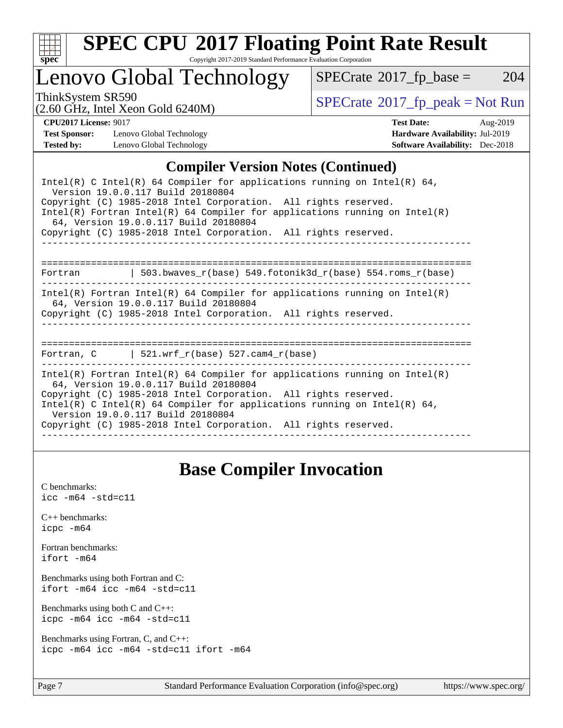# Lenovo Global Technology

ThinkSystem SR590
(2.60 GHz, Intel Xeon Gold 6240M)

SPECrate 2017_fp_base = 204

SPECrate 2017_fp_peak = Not Run

**CPU2017 License:** 9017
**Test Sponsor:** Lenovo Global Technology
**Tested by:** Lenovo Global Technology

**Test Date:** Aug-2019
**Hardware Availability:** Jul-2019
**Software Availability:** Dec-2018

## Compiler Version Notes (Continued)

```
Intel(R) C Intel(R) 64 Compiler for applications running on Intel(R) 64,
  Version 19.0.0.117 Build 20180804
Copyright (C) 1985-2018 Intel Corporation.  All rights reserved.
Intel(R) Fortran Intel(R) 64 Compiler for applications running on Intel(R)
  64, Version 19.0.0.117 Build 20180804
Copyright (C) 1985-2018 Intel Corporation.  All rights reserved.
------------------------------------------------------------------------------

==============================================================================
Fortran         | 503.bwaves_r(base) 549.fotonik3d_r(base) 554.roms_r(base)
------------------------------------------------------------------------------
Intel(R) Fortran Intel(R) 64 Compiler for applications running on Intel(R)
  64, Version 19.0.0.117 Build 20180804
Copyright (C) 1985-2018 Intel Corporation.  All rights reserved.
------------------------------------------------------------------------------

==============================================================================
Fortran, C      | 521.wrf_r(base) 527.cam4_r(base)
------------------------------------------------------------------------------
Intel(R) Fortran Intel(R) 64 Compiler for applications running on Intel(R)
  64, Version 19.0.0.117 Build 20180804
Copyright (C) 1985-2018 Intel Corporation.  All rights reserved.
Intel(R) C Intel(R) 64 Compiler for applications running on Intel(R) 64,
  Version 19.0.0.117 Build 20180804
Copyright (C) 1985-2018 Intel Corporation.  All rights reserved.
------------------------------------------------------------------------------
```

## Base Compiler Invocation

C benchmarks:
icc -m64 -std=c11

C++ benchmarks:
icpc -m64

Fortran benchmarks:
ifort -m64

Benchmarks using both Fortran and C:
ifort -m64 icc -m64 -std=c11

Benchmarks using both C and C++:
icpc -m64 icc -m64 -std=c11

Benchmarks using Fortran, C, and C++:
icpc -m64 icc -m64 -std=c11 ifort -m64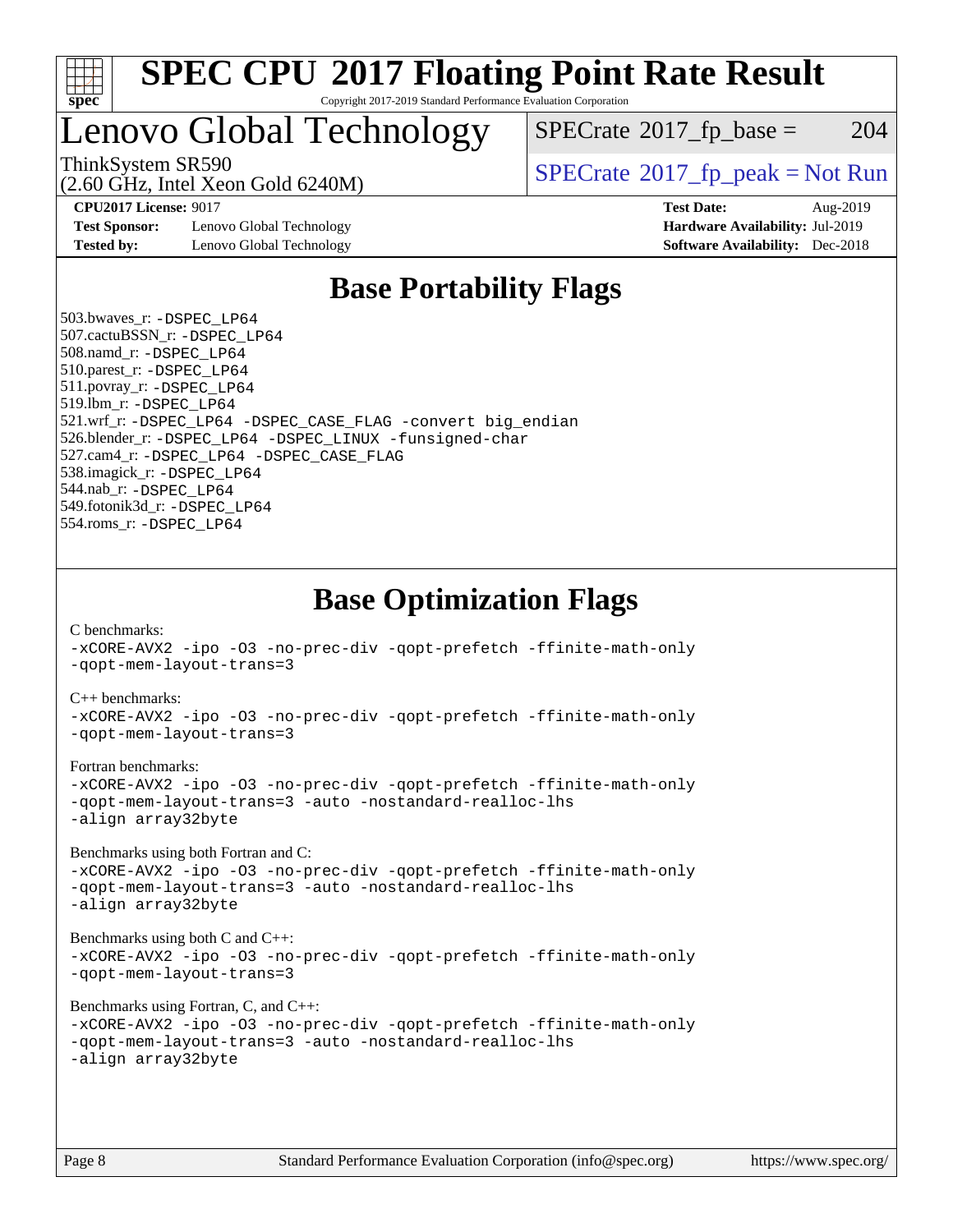# SPEC CPU 2017 Floating Point Rate Result

Copyright 2017-2019 Standard Performance Evaluation Corporation

# Lenovo Global Technology

ThinkSystem SR590
(2.60 GHz, Intel Xeon Gold 6240M)

SPECrate 2017_fp_base = 204

SPECrate 2017_fp_peak = Not Run

**CPU2017 License:** 9017
**Test Sponsor:** Lenovo Global Technology
**Tested by:** Lenovo Global Technology

**Test Date:** Aug-2019
**Hardware Availability:** Jul-2019
**Software Availability:** Dec-2018

## Base Portability Flags

503.bwaves_r: -DSPEC_LP64
507.cactuBSSN_r: -DSPEC_LP64
508.namd_r: -DSPEC_LP64
510.parest_r: -DSPEC_LP64
511.povray_r: -DSPEC_LP64
519.lbm_r: -DSPEC_LP64
521.wrf_r: -DSPEC_LP64 -DSPEC_CASE_FLAG -convert big_endian
526.blender_r: -DSPEC_LP64 -DSPEC_LINUX -funsigned-char
527.cam4_r: -DSPEC_LP64 -DSPEC_CASE_FLAG
538.imagick_r: -DSPEC_LP64
544.nab_r: -DSPEC_LP64
549.fotonik3d_r: -DSPEC_LP64
554.roms_r: -DSPEC_LP64

## Base Optimization Flags

C benchmarks:
-xCORE-AVX2 -ipo -O3 -no-prec-div -qopt-prefetch -ffinite-math-only
-qopt-mem-layout-trans=3

C++ benchmarks:
-xCORE-AVX2 -ipo -O3 -no-prec-div -qopt-prefetch -ffinite-math-only
-qopt-mem-layout-trans=3

Fortran benchmarks:
-xCORE-AVX2 -ipo -O3 -no-prec-div -qopt-prefetch -ffinite-math-only
-qopt-mem-layout-trans=3 -auto -nostandard-realloc-lhs
-align array32byte

Benchmarks using both Fortran and C:
-xCORE-AVX2 -ipo -O3 -no-prec-div -qopt-prefetch -ffinite-math-only
-qopt-mem-layout-trans=3 -auto -nostandard-realloc-lhs
-align array32byte

Benchmarks using both C and C++:
-xCORE-AVX2 -ipo -O3 -no-prec-div -qopt-prefetch -ffinite-math-only
-qopt-mem-layout-trans=3

Benchmarks using Fortran, C, and C++:
-xCORE-AVX2 -ipo -O3 -no-prec-div -qopt-prefetch -ffinite-math-only
-qopt-mem-layout-trans=3 -auto -nostandard-realloc-lhs
-align array32byte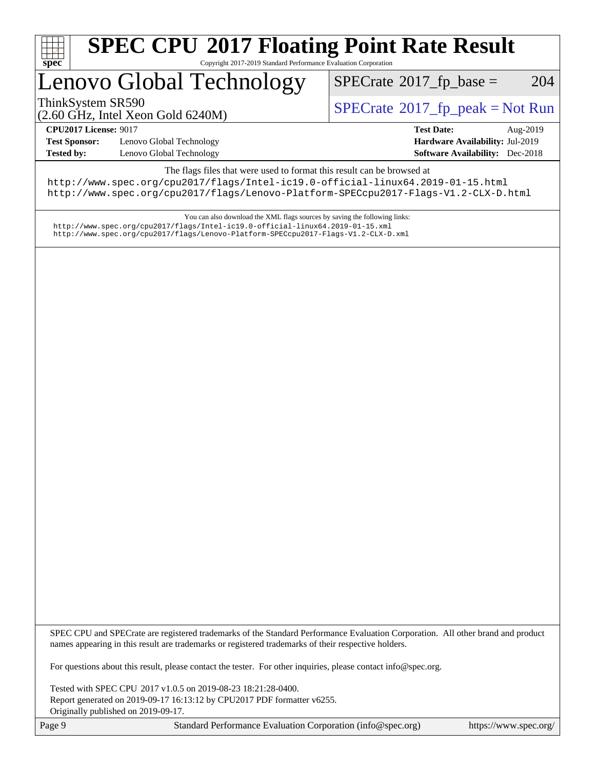The flags files that were used to format this result can be browsed at

http://www.spec.org/cpu2017/flags/Intel-ic19.0-official-linux64.2019-01-15.html
http://www.spec.org/cpu2017/flags/Lenovo-Platform-SPECcpu2017-Flags-V1.2-CLX-D.html

You can also download the XML flags sources by saving the following links:

http://www.spec.org/cpu2017/flags/Intel-ic19.0-official-linux64.2019-01-15.xml
http://www.spec.org/cpu2017/flags/Lenovo-Platform-SPECcpu2017-Flags-V1.2-CLX-D.xml

SPEC CPU and SPECrate are registered trademarks of the Standard Performance Evaluation Corporation. All other brand and product names appearing in this result are trademarks or registered trademarks of their respective holders.

For questions about this result, please contact the tester. For other inquiries, please contact info@spec.org.

Tested with SPEC CPU 2017 v1.0.5 on 2019-08-23 18:21:28-0400.
Report generated on 2019-09-17 16:13:12 by CPU2017 PDF formatter v6255.
Originally published on 2019-09-17.